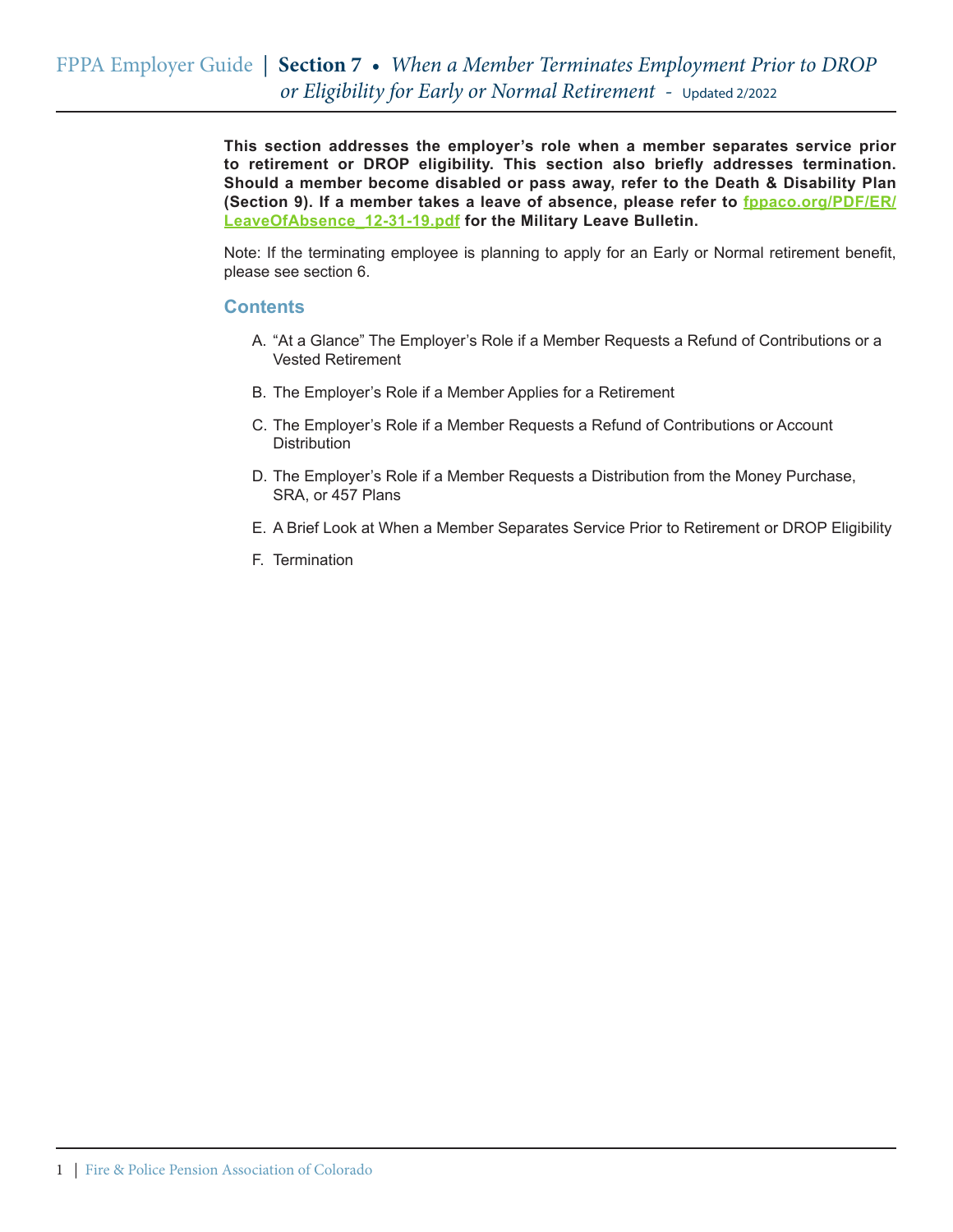# FPPA Employer Guide | Section 7 • *When a Member Terminates Employment Prior to DROP or Eligibility for Early or Normal Retirement* - Updated 2/2022

**This section addresses the employer's role when a member separates service prior to retirement or DROP eligibility. This section also briefly addresses termination. Should a member become disabled or pass away, refer to the Death & Disability Plan (Section 9). If a member takes a leave of absence, please refer to fppaco.org/PDF/ER/LeaveOfAbsence_12-31-19.pdf for the Military Leave Bulletin.**

Note: If the terminating employee is planning to apply for an Early or Normal retirement benefit, please see section 6.

## Contents

A. "At a Glance" The Employer's Role if a Member Requests a Refund of Contributions or a Vested Retirement

B. The Employer's Role if a Member Applies for a Retirement

C. The Employer's Role if a Member Requests a Refund of Contributions or Account Distribution

D. The Employer's Role if a Member Requests a Distribution from the Money Purchase, SRA, or 457 Plans

E. A Brief Look at When a Member Separates Service Prior to Retirement or DROP Eligibility

F. Termination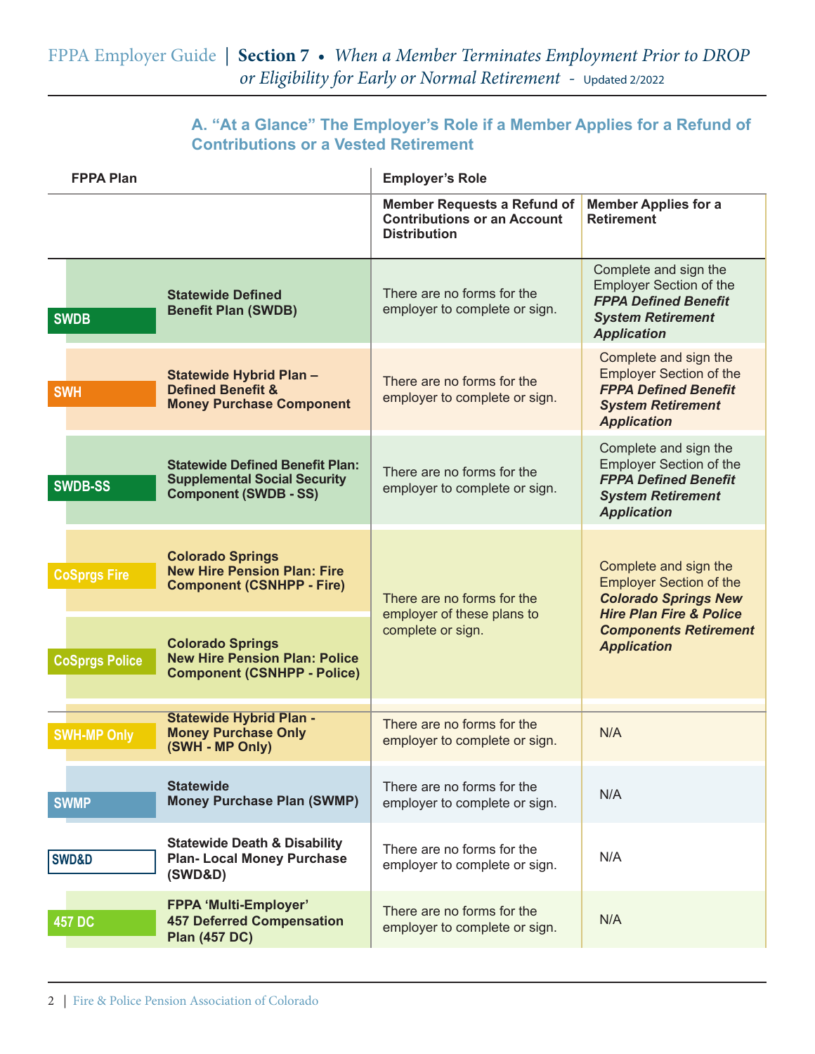## A. "At a Glance" The Employer's Role if a Member Applies for a Refund of Contributions or a Vested Retirement

| FPPA Plan | | Employer's Role | |
|---|---|---|---|
| | | Member Requests a Refund of Contributions or an Account Distribution | Member Applies for a Retirement |
| SWDB | Statewide Defined Benefit Plan (SWDB) | There are no forms for the employer to complete or sign. | Complete and sign the Employer Section of the ***FPPA Defined Benefit System Retirement Application*** |
| SWH | Statewide Hybrid Plan – Defined Benefit & Money Purchase Component | There are no forms for the employer to complete or sign. | Complete and sign the Employer Section of the ***FPPA Defined Benefit System Retirement Application*** |
| SWDB-SS | Statewide Defined Benefit Plan: Supplemental Social Security Component (SWDB - SS) | There are no forms for the employer to complete or sign. | Complete and sign the Employer Section of the ***FPPA Defined Benefit System Retirement Application*** |
| CoSprgs Fire | Colorado Springs New Hire Pension Plan: Fire Component (CSNHPP - Fire) | There are no forms for the employer of these plans to complete or sign. | Complete and sign the Employer Section of the ***Colorado Springs New Hire Plan Fire & Police Components Retirement Application*** |
| CoSprgs Police | Colorado Springs New Hire Pension Plan: Police Component (CSNHPP - Police) | | |
| SWH-MP Only | Statewide Hybrid Plan - Money Purchase Only (SWH - MP Only) | There are no forms for the employer to complete or sign. | N/A |
| SWMP | Statewide Money Purchase Plan (SWMP) | There are no forms for the employer to complete or sign. | N/A |
| SWD&D | Statewide Death & Disability Plan- Local Money Purchase (SWD&D) | There are no forms for the employer to complete or sign. | N/A |
| 457 DC | FPPA 'Multi-Employer' 457 Deferred Compensation Plan (457 DC) | There are no forms for the employer to complete or sign. | N/A |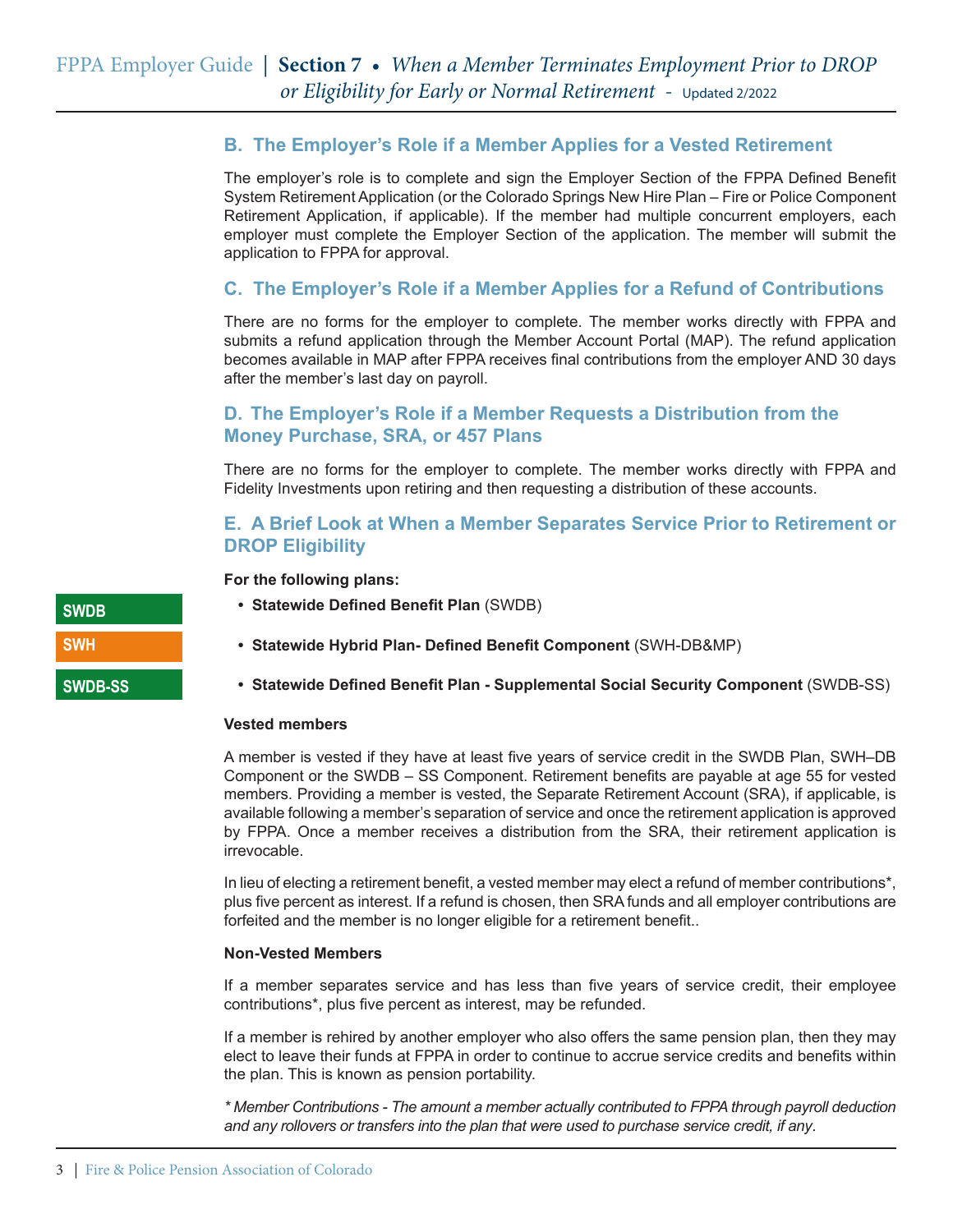## B. The Employer's Role if a Member Applies for a Vested Retirement

The employer's role is to complete and sign the Employer Section of the FPPA Defined Benefit System Retirement Application (or the Colorado Springs New Hire Plan – Fire or Police Component Retirement Application, if applicable). If the member had multiple concurrent employers, each employer must complete the Employer Section of the application. The member will submit the application to FPPA for approval.

## C. The Employer's Role if a Member Applies for a Refund of Contributions

There are no forms for the employer to complete. The member works directly with FPPA and submits a refund application through the Member Account Portal (MAP). The refund application becomes available in MAP after FPPA receives final contributions from the employer AND 30 days after the member's last day on payroll.

## D. The Employer's Role if a Member Requests a Distribution from the Money Purchase, SRA, or 457 Plans

There are no forms for the employer to complete. The member works directly with FPPA and Fidelity Investments upon retiring and then requesting a distribution of these accounts.

## E. A Brief Look at When a Member Separates Service Prior to Retirement or DROP Eligibility

**For the following plans:**

SWDB

- **Statewide Defined Benefit Plan** (SWDB)

SWH

- **Statewide Hybrid Plan- Defined Benefit Component** (SWH-DB&MP)

SWDB-SS

- **Statewide Defined Benefit Plan - Supplemental Social Security Component** (SWDB-SS)

**Vested members**

A member is vested if they have at least five years of service credit in the SWDB Plan, SWH–DB Component or the SWDB – SS Component. Retirement benefits are payable at age 55 for vested members. Providing a member is vested, the Separate Retirement Account (SRA), if applicable, is available following a member's separation of service and once the retirement application is approved by FPPA. Once a member receives a distribution from the SRA, their retirement application is irrevocable.

In lieu of electing a retirement benefit, a vested member may elect a refund of member contributions*, plus five percent as interest. If a refund is chosen, then SRA funds and all employer contributions are forfeited and the member is no longer eligible for a retirement benefit..

**Non-Vested Members**

If a member separates service and has less than five years of service credit, their employee contributions*, plus five percent as interest, may be refunded.

If a member is rehired by another employer who also offers the same pension plan, then they may elect to leave their funds at FPPA in order to continue to accrue service credits and benefits within the plan. This is known as pension portability.

*\* Member Contributions - The amount a member actually contributed to FPPA through payroll deduction and any rollovers or transfers into the plan that were used to purchase service credit, if any*.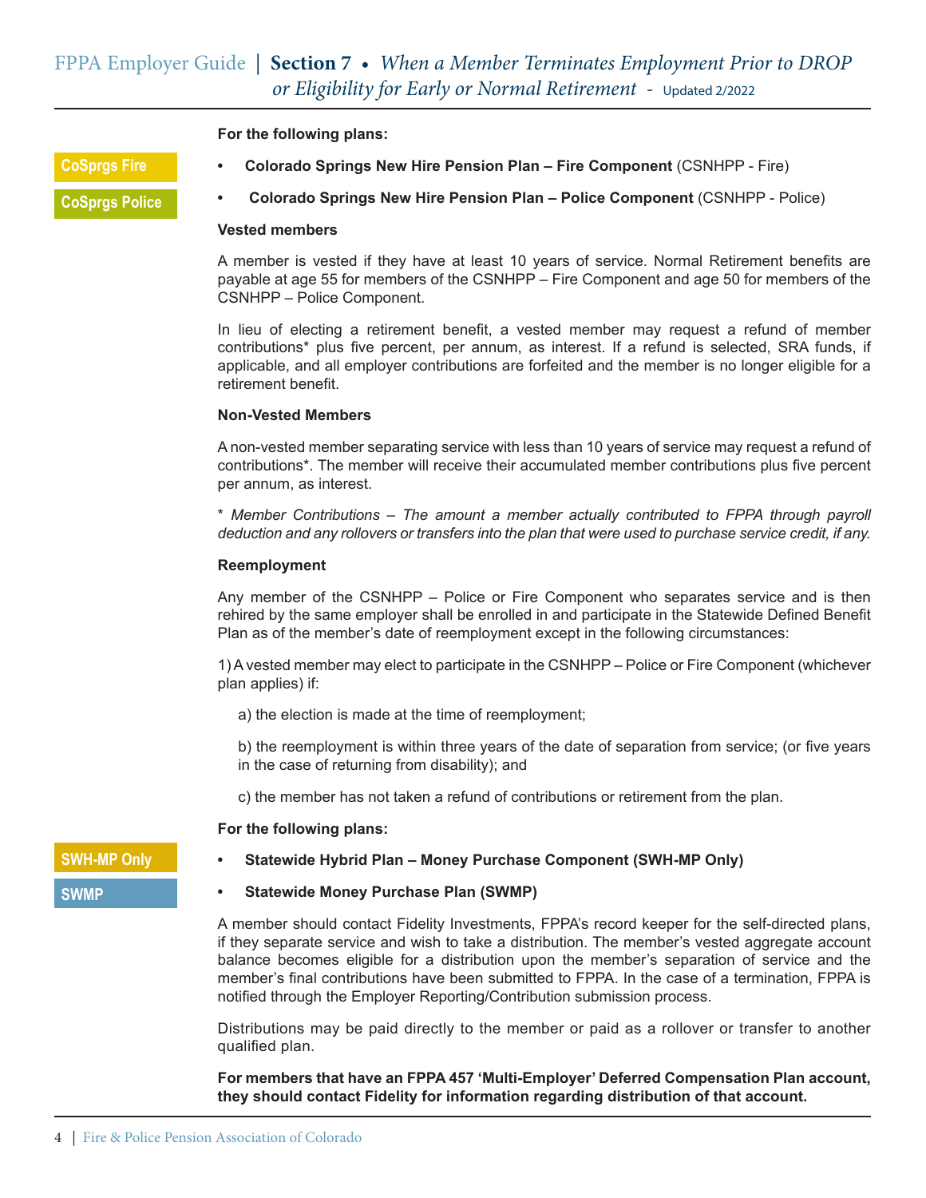**For the following plans:**

CoSprgs Fire

CoSprgs Police

- **Colorado Springs New Hire Pension Plan – Fire Component** (CSNHPP - Fire)
- **Colorado Springs New Hire Pension Plan – Police Component** (CSNHPP - Police)

**Vested members**

A member is vested if they have at least 10 years of service. Normal Retirement benefits are payable at age 55 for members of the CSNHPP – Fire Component and age 50 for members of the CSNHPP – Police Component.

In lieu of electing a retirement benefit, a vested member may request a refund of member contributions* plus five percent, per annum, as interest. If a refund is selected, SRA funds, if applicable, and all employer contributions are forfeited and the member is no longer eligible for a retirement benefit.

**Non-Vested Members**

A non-vested member separating service with less than 10 years of service may request a refund of contributions*. The member will receive their accumulated member contributions plus five percent per annum, as interest.

*\* Member Contributions – The amount a member actually contributed to FPPA through payroll deduction and any rollovers or transfers into the plan that were used to purchase service credit, if any.*

**Reemployment**

Any member of the CSNHPP – Police or Fire Component who separates service and is then rehired by the same employer shall be enrolled in and participate in the Statewide Defined Benefit Plan as of the member's date of reemployment except in the following circumstances:

1) A vested member may elect to participate in the CSNHPP – Police or Fire Component (whichever plan applies) if:

a) the election is made at the time of reemployment;

b) the reemployment is within three years of the date of separation from service; (or five years in the case of returning from disability); and

c) the member has not taken a refund of contributions or retirement from the plan.

**For the following plans:**

SWH-MP Only

SWMP

- **Statewide Hybrid Plan – Money Purchase Component (SWH-MP Only)**
- **Statewide Money Purchase Plan (SWMP)**

A member should contact Fidelity Investments, FPPA's record keeper for the self-directed plans, if they separate service and wish to take a distribution. The member's vested aggregate account balance becomes eligible for a distribution upon the member's separation of service and the member's final contributions have been submitted to FPPA. In the case of a termination, FPPA is notified through the Employer Reporting/Contribution submission process.

Distributions may be paid directly to the member or paid as a rollover or transfer to another qualified plan.

**For members that have an FPPA 457 'Multi-Employer' Deferred Compensation Plan account, they should contact Fidelity for information regarding distribution of that account.**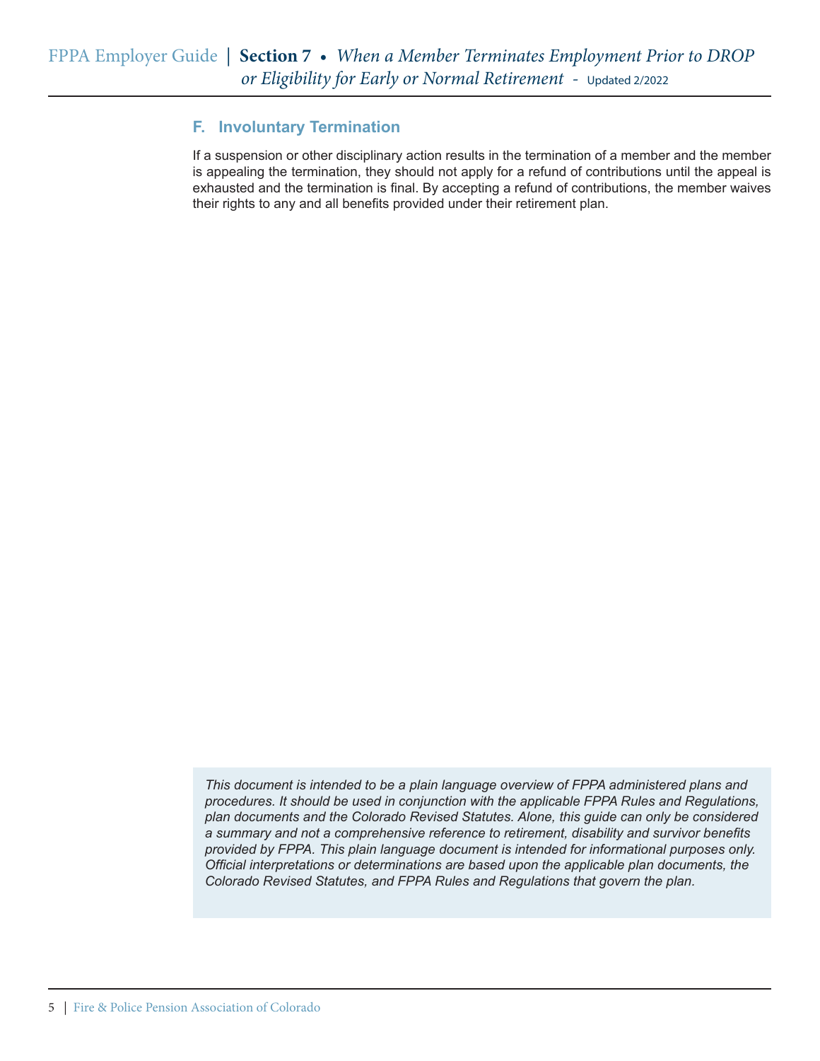## F. Involuntary Termination

If a suspension or other disciplinary action results in the termination of a member and the member is appealing the termination, they should not apply for a refund of contributions until the appeal is exhausted and the termination is final. By accepting a refund of contributions, the member waives their rights to any and all benefits provided under their retirement plan.

*This document is intended to be a plain language overview of FPPA administered plans and procedures. It should be used in conjunction with the applicable FPPA Rules and Regulations, plan documents and the Colorado Revised Statutes. Alone, this guide can only be considered a summary and not a comprehensive reference to retirement, disability and survivor benefits provided by FPPA. This plain language document is intended for informational purposes only. Official interpretations or determinations are based upon the applicable plan documents, the Colorado Revised Statutes, and FPPA Rules and Regulations that govern the plan.*